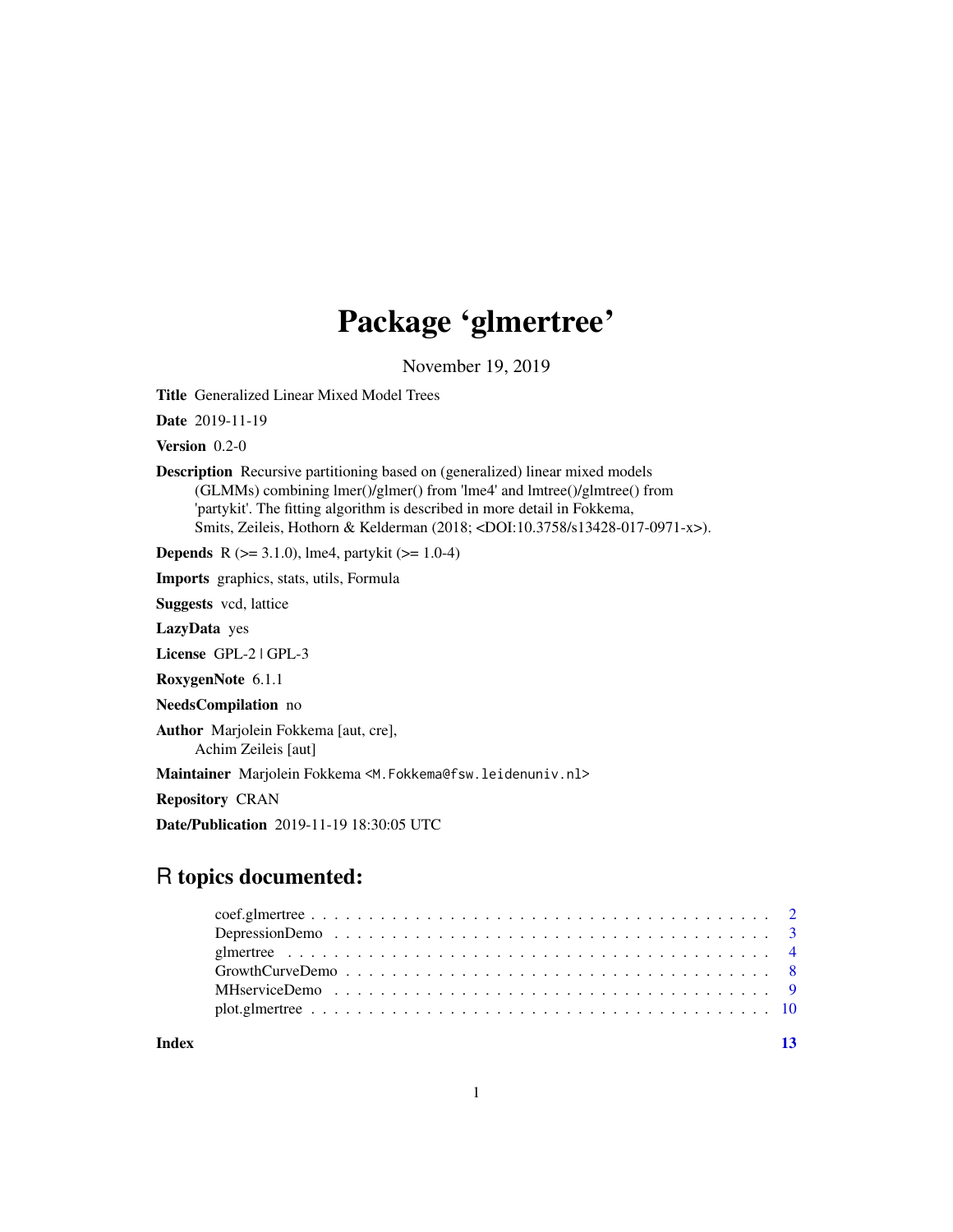# Package 'glmertree'

November 19, 2019

**Title** Generalized Linear Mixed Model Trees

**Date** 2019-11-19

**Version** 0.2-0

**Description** Recursive partitioning based on (generalized) linear mixed models (GLMMs) combining lmer()/glmer() from 'lme4' and lmtree()/glmtree() from 'partykit'. The fitting algorithm is described in more detail in Fokkema, Smits, Zeileis, Hothorn & Kelderman (2018; <DOI:10.3758/s13428-017-0971-x>).

**Depends** R (>= 3.1.0), lme4, partykit (>= 1.0-4)

**Imports** graphics, stats, utils, Formula

**Suggests** vcd, lattice

**LazyData** yes

**License** GPL-2 | GPL-3

**RoxygenNote** 6.1.1

**NeedsCompilation** no

**Author** Marjolein Fokkema [aut, cre], Achim Zeileis [aut]

**Maintainer** Marjolein Fokkema <M.Fokkema@fsw.leidenuniv.nl>

**Repository** CRAN

**Date/Publication** 2019-11-19 18:30:05 UTC

## R topics documented:

- coef.glmertree . . . . . 2
- DepressionDemo . . . . . 3
- glmertree . . . . . 4
- GrowthCurveDemo . . . . . 8
- MHserviceDemo . . . . . 9
- plot.glmertree . . . . . 10

**Index** **13**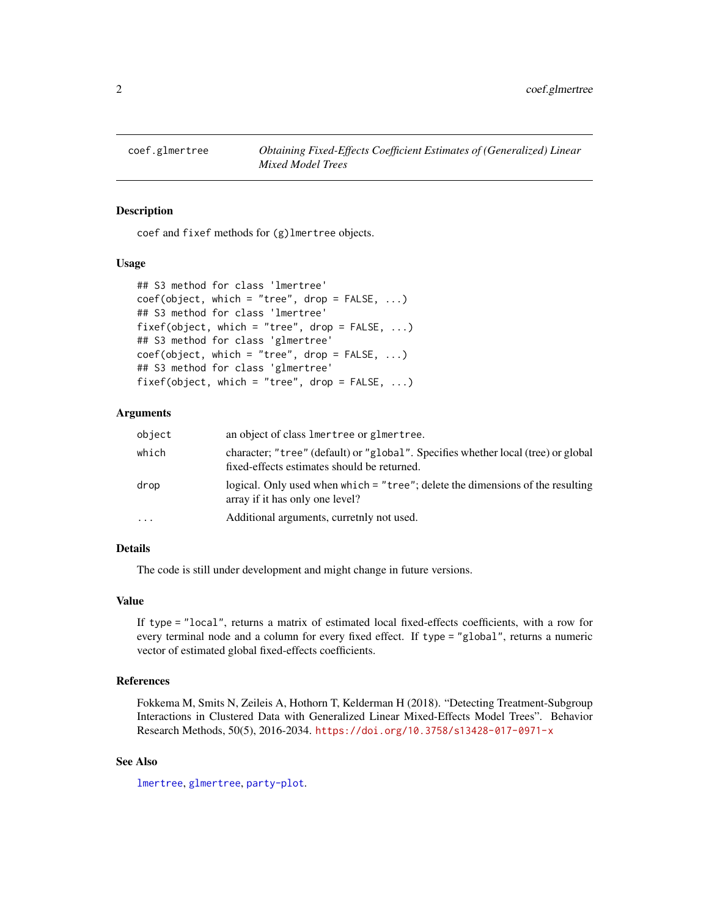coef.glmertree — *Obtaining Fixed-Effects Coefficient Estimates of (Generalized) Linear Mixed Model Trees*

### Description

`coef` and `fixef` methods for `(g)lmertree` objects.

### Usage

```
## S3 method for class 'lmertree'
coef(object, which = "tree", drop = FALSE, ...)
## S3 method for class 'lmertree'
fixef(object, which = "tree", drop = FALSE, ...)
## S3 method for class 'glmertree'
coef(object, which = "tree", drop = FALSE, ...)
## S3 method for class 'glmertree'
fixef(object, which = "tree", drop = FALSE, ...)
```

### Arguments

| | |
|---|---|
| `object` | an object of class `lmertree` or `glmertree`. |
| `which` | character; `"tree"` (default) or `"global"`. Specifies whether local (tree) or global fixed-effects estimates should be returned. |
| `drop` | logical. Only used when `which = "tree"`; delete the dimensions of the resulting array if it has only one level? |
| `...` | Additional arguments, curretnly not used. |

### Details

The code is still under development and might change in future versions.

### Value

If `type = "local"`, returns a matrix of estimated local fixed-effects coefficients, with a row for every terminal node and a column for every fixed effect. If `type = "global"`, returns a numeric vector of estimated global fixed-effects coefficients.

### References

Fokkema M, Smits N, Zeileis A, Hothorn T, Kelderman H (2018). "Detecting Treatment-Subgroup Interactions in Clustered Data with Generalized Linear Mixed-Effects Model Trees". Behavior Research Methods, 50(5), 2016-2034. https://doi.org/10.3758/s13428-017-0971-x

### See Also

`lmertree`, `glmertree`, `party-plot`.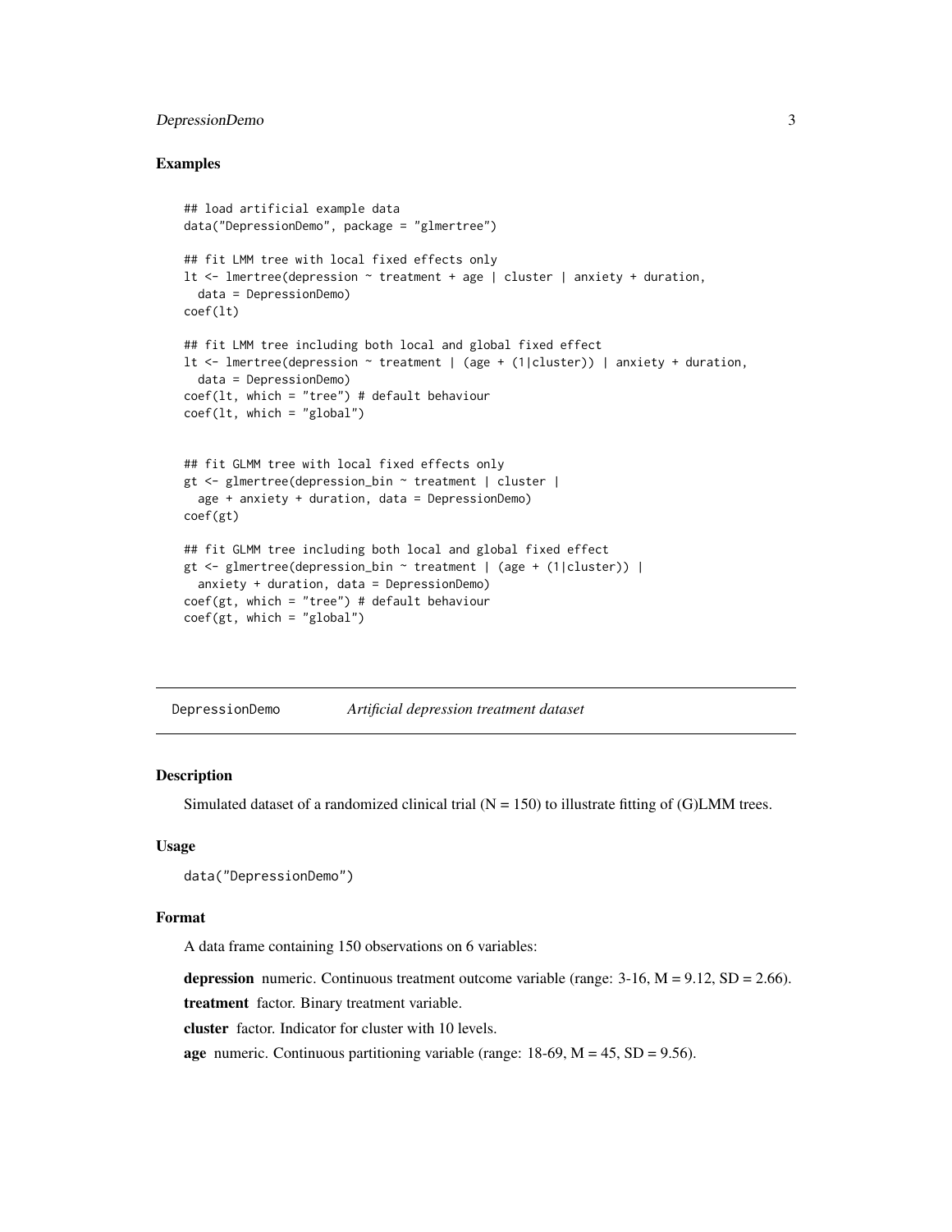### Examples

```
## load artificial example data
data("DepressionDemo", package = "glmertree")

## fit LMM tree with local fixed effects only
lt <- lmertree(depression ~ treatment + age | cluster | anxiety + duration,
  data = DepressionDemo)
coef(lt)

## fit LMM tree including both local and global fixed effect
lt <- lmertree(depression ~ treatment | (age + (1|cluster)) | anxiety + duration,
  data = DepressionDemo)
coef(lt, which = "tree") # default behaviour
coef(lt, which = "global")


## fit GLMM tree with local fixed effects only
gt <- glmertree(depression_bin ~ treatment | cluster |
  age + anxiety + duration, data = DepressionDemo)
coef(gt)

## fit GLMM tree including both local and global fixed effect
gt <- glmertree(depression_bin ~ treatment | (age + (1|cluster)) |
  anxiety + duration, data = DepressionDemo)
coef(gt, which = "tree") # default behaviour
coef(gt, which = "global")
```

---

## DepressionDemo *Artificial depression treatment dataset*

---

### Description

Simulated dataset of a randomized clinical trial (N = 150) to illustrate fitting of (G)LMM trees.

### Usage

```
data("DepressionDemo")
```

### Format

A data frame containing 150 observations on 6 variables:

**depression** numeric. Continuous treatment outcome variable (range: 3-16, M = 9.12, SD = 2.66).

**treatment** factor. Binary treatment variable.

**cluster** factor. Indicator for cluster with 10 levels.

**age** numeric. Continuous partitioning variable (range: 18-69, M = 45, SD = 9.56).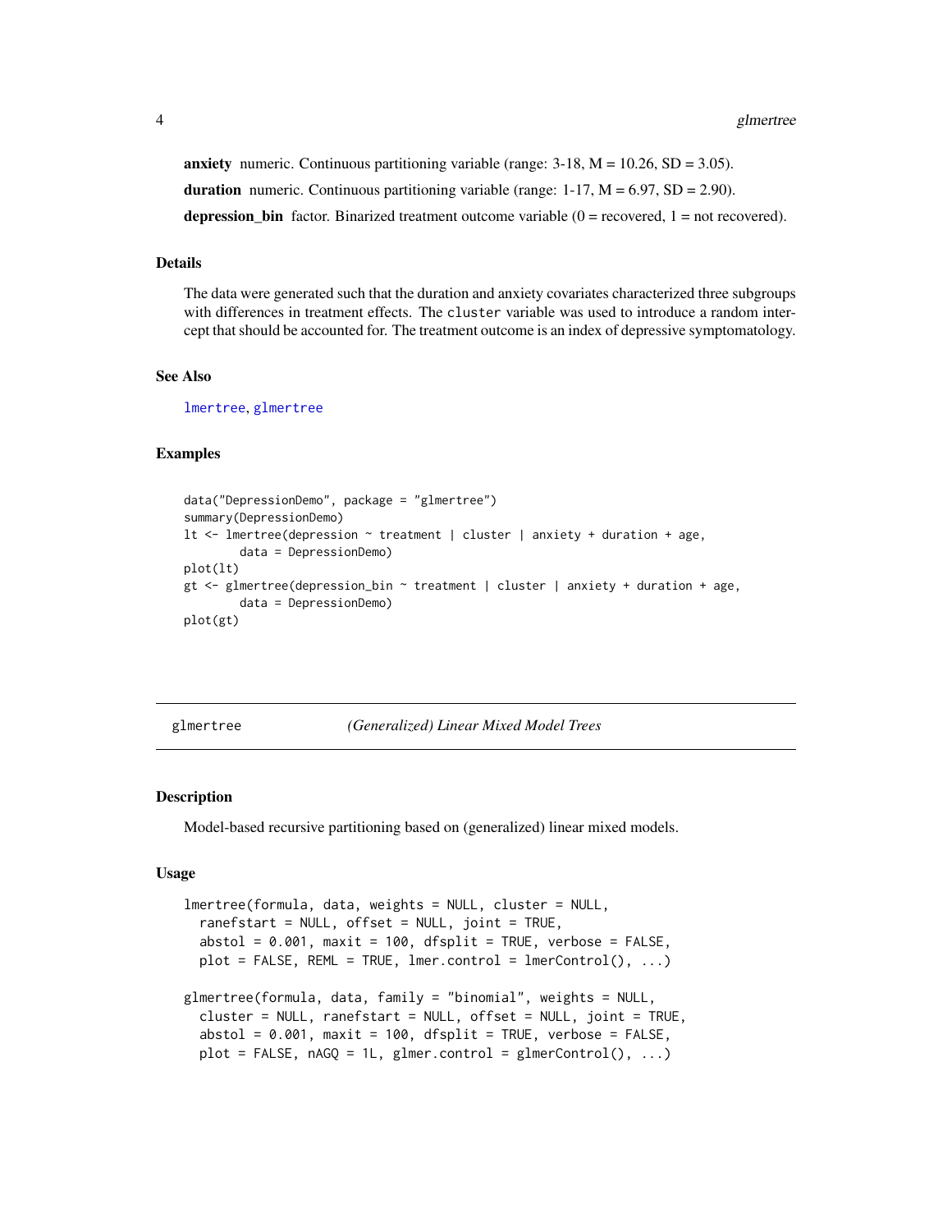**anxiety** numeric. Continuous partitioning variable (range: 3-18, M = 10.26, SD = 3.05).

**duration** numeric. Continuous partitioning variable (range: 1-17, M = 6.97, SD = 2.90).

**depression_bin** factor. Binarized treatment outcome variable (0 = recovered, 1 = not recovered).

### Details

The data were generated such that the duration and anxiety covariates characterized three subgroups with differences in treatment effects. The `cluster` variable was used to introduce a random intercept that should be accounted for. The treatment outcome is an index of depressive symptomatology.

### See Also

`lmertree`, `glmertree`

### Examples

```
data("DepressionDemo", package = "glmertree")
summary(DepressionDemo)
lt <- lmertree(depression ~ treatment | cluster | anxiety + duration + age,
        data = DepressionDemo)
plot(lt)
gt <- glmertree(depression_bin ~ treatment | cluster | anxiety + duration + age,
        data = DepressionDemo)
plot(gt)
```

---

## glmertree &nbsp;&nbsp;&nbsp;&nbsp; *(Generalized) Linear Mixed Model Trees*

---

### Description

Model-based recursive partitioning based on (generalized) linear mixed models.

### Usage

```
lmertree(formula, data, weights = NULL, cluster = NULL,
  ranefstart = NULL, offset = NULL, joint = TRUE,
  abstol = 0.001, maxit = 100, dfsplit = TRUE, verbose = FALSE,
  plot = FALSE, REML = TRUE, lmer.control = lmerControl(), ...)

glmertree(formula, data, family = "binomial", weights = NULL,
  cluster = NULL, ranefstart = NULL, offset = NULL, joint = TRUE,
  abstol = 0.001, maxit = 100, dfsplit = TRUE, verbose = FALSE,
  plot = FALSE, nAGQ = 1L, glmer.control = glmerControl(), ...)
```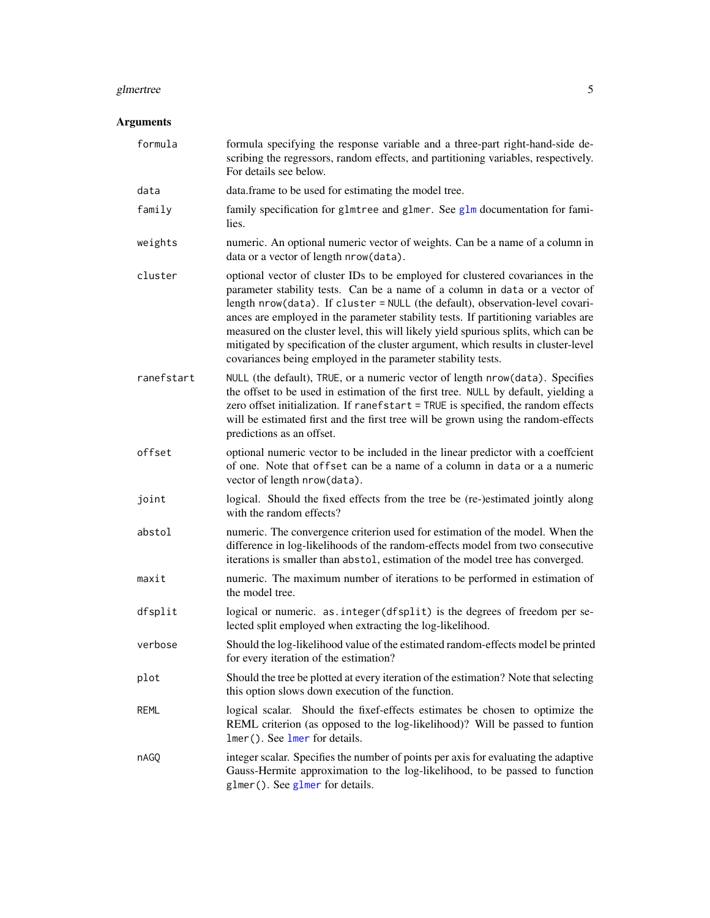## Arguments

| | |
|---|---|
| `formula` | formula specifying the response variable and a three-part right-hand-side describing the regressors, random effects, and partitioning variables, respectively. For details see below. |
| `data` | data.frame to be used for estimating the model tree. |
| `family` | family specification for `glmtree` and `glmer`. See `glm` documentation for families. |
| `weights` | numeric. An optional numeric vector of weights. Can be a name of a column in data or a vector of length `nrow(data)`. |
| `cluster` | optional vector of cluster IDs to be employed for clustered covariances in the parameter stability tests. Can be a name of a column in `data` or a vector of length `nrow(data)`. If `cluster = NULL` (the default), observation-level covariances are employed in the parameter stability tests. If partitioning variables are measured on the cluster level, this will likely yield spurious splits, which can be mitigated by specification of the cluster argument, which results in cluster-level covariances being employed in the parameter stability tests. |
| `ranefstart` | `NULL` (the default), `TRUE`, or a numeric vector of length `nrow(data)`. Specifies the offset to be used in estimation of the first tree. `NULL` by default, yielding a zero offset initialization. If `ranefstart = TRUE` is specified, the random effects will be estimated first and the first tree will be grown using the random-effects predictions as an offset. |
| `offset` | optional numeric vector to be included in the linear predictor with a coeffcient of one. Note that `offset` can be a name of a column in `data` or a a numeric vector of length `nrow(data)`. |
| `joint` | logical. Should the fixed effects from the tree be (re-)estimated jointly along with the random effects? |
| `abstol` | numeric. The convergence criterion used for estimation of the model. When the difference in log-likelihoods of the random-effects model from two consecutive iterations is smaller than `abstol`, estimation of the model tree has converged. |
| `maxit` | numeric. The maximum number of iterations to be performed in estimation of the model tree. |
| `dfsplit` | logical or numeric. `as.integer(dfsplit)` is the degrees of freedom per selected split employed when extracting the log-likelihood. |
| `verbose` | Should the log-likelihood value of the estimated random-effects model be printed for every iteration of the estimation? |
| `plot` | Should the tree be plotted at every iteration of the estimation? Note that selecting this option slows down execution of the function. |
| `REML` | logical scalar. Should the fixef-effects estimates be chosen to optimize the REML criterion (as opposed to the log-likelihood)? Will be passed to funtion `lmer()`. See `lmer` for details. |
| `nAGQ` | integer scalar. Specifies the number of points per axis for evaluating the adaptive Gauss-Hermite approximation to the log-likelihood, to be passed to function `glmer()`. See `glmer` for details. |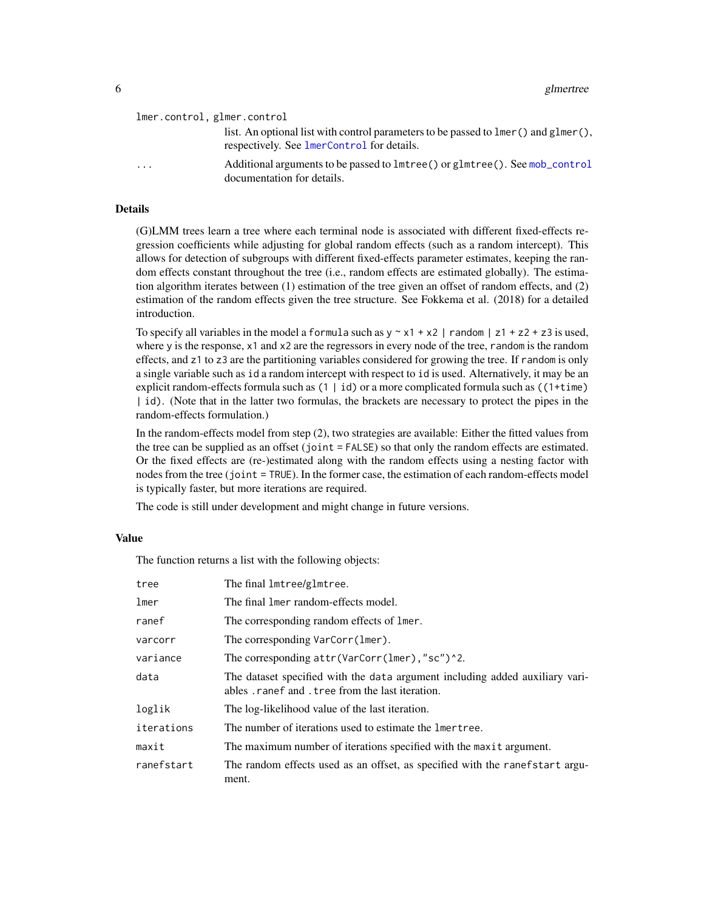`lmer.control, glmer.control`
: list. An optional list with control parameters to be passed to `lmer()` and `glmer()`, respectively. See `lmerControl` for details.

`...`
: Additional arguments to be passed to `lmtree()` or `glmtree()`. See `mob_control` documentation for details.

## Details

(G)LMM trees learn a tree where each terminal node is associated with different fixed-effects regression coefficients while adjusting for global random effects (such as a random intercept). This allows for detection of subgroups with different fixed-effects parameter estimates, keeping the random effects constant throughout the tree (i.e., random effects are estimated globally). The estimation algorithm iterates between (1) estimation of the tree given an offset of random effects, and (2) estimation of the random effects given the tree structure. See Fokkema et al. (2018) for a detailed introduction.

To specify all variables in the model a `formula` such as `y ~ x1 + x2 | random | z1 + z2 + z3` is used, where `y` is the response, `x1` and `x2` are the regressors in every node of the tree, `random` is the random effects, and `z1` to `z3` are the partitioning variables considered for growing the tree. If `random` is only a single variable such as `id` a random intercept with respect to `id` is used. Alternatively, it may be an explicit random-effects formula such as `(1 | id)` or a more complicated formula such as `((1+time) | id)`. (Note that in the latter two formulas, the brackets are necessary to protect the pipes in the random-effects formulation.)

In the random-effects model from step (2), two strategies are available: Either the fitted values from the tree can be supplied as an offset (`joint = FALSE`) so that only the random effects are estimated. Or the fixed effects are (re-)estimated along with the random effects using a nesting factor with nodes from the tree (`joint = TRUE`). In the former case, the estimation of each random-effects model is typically faster, but more iterations are required.

The code is still under development and might change in future versions.

## Value

The function returns a list with the following objects:

| | |
|---|---|
| `tree` | The final `lmtree`/`glmtree`. |
| `lmer` | The final `lmer` random-effects model. |
| `ranef` | The corresponding random effects of `lmer`. |
| `varcorr` | The corresponding `VarCorr(lmer)`. |
| `variance` | The corresponding `attr(VarCorr(lmer),"sc")^2`. |
| `data` | The dataset specified with the `data` argument including added auxiliary variables `.ranef` and `.tree` from the last iteration. |
| `loglik` | The log-likelihood value of the last iteration. |
| `iterations` | The number of iterations used to estimate the `lmertree`. |
| `maxit` | The maximum number of iterations specified with the `maxit` argument. |
| `ranefstart` | The random effects used as an offset, as specified with the `ranefstart` argument. |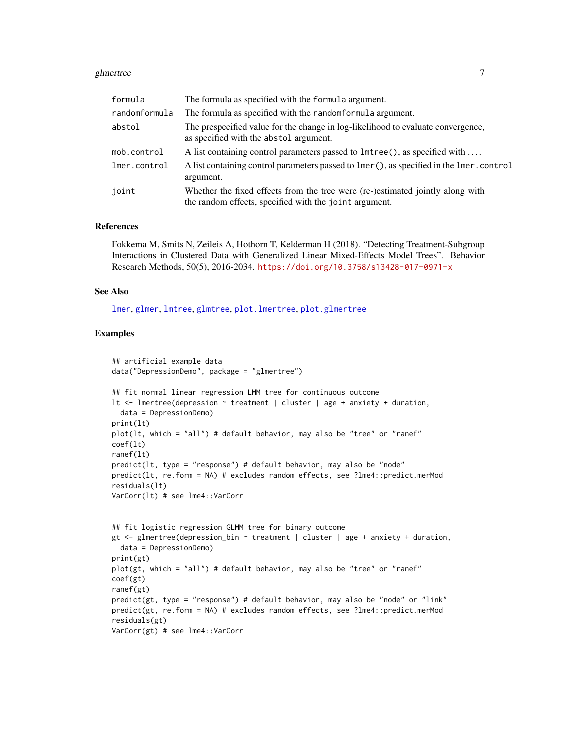| | |
|---|---|
| formula | The formula as specified with the formula argument. |
| randomformula | The formula as specified with the randomformula argument. |
| abstol | The prespecified value for the change in log-likelihood to evaluate convergence, as specified with the abstol argument. |
| mob.control | A list containing control parameters passed to lmtree(), as specified with .... |
| lmer.control | A list containing control parameters passed to lmer(), as specified in the lmer.control argument. |
| joint | Whether the fixed effects from the tree were (re-)estimated jointly along with the random effects, specified with the joint argument. |

## References

Fokkema M, Smits N, Zeileis A, Hothorn T, Kelderman H (2018). "Detecting Treatment-Subgroup Interactions in Clustered Data with Generalized Linear Mixed-Effects Model Trees". Behavior Research Methods, 50(5), 2016-2034. https://doi.org/10.3758/s13428-017-0971-x

## See Also

lmer, glmer, lmtree, glmtree, plot.lmertree, plot.glmertree

## Examples

```
## artificial example data
data("DepressionDemo", package = "glmertree")

## fit normal linear regression LMM tree for continuous outcome
lt <- lmertree(depression ~ treatment | cluster | age + anxiety + duration,
  data = DepressionDemo)
print(lt)
plot(lt, which = "all") # default behavior, may also be "tree" or "ranef"
coef(lt)
ranef(lt)
predict(lt, type = "response") # default behavior, may also be "node"
predict(lt, re.form = NA) # excludes random effects, see ?lme4::predict.merMod
residuals(lt)
VarCorr(lt) # see lme4::VarCorr


## fit logistic regression GLMM tree for binary outcome
gt <- glmertree(depression_bin ~ treatment | cluster | age + anxiety + duration,
  data = DepressionDemo)
print(gt)
plot(gt, which = "all") # default behavior, may also be "tree" or "ranef"
coef(gt)
ranef(gt)
predict(gt, type = "response") # default behavior, may also be "node" or "link"
predict(gt, re.form = NA) # excludes random effects, see ?lme4::predict.merMod
residuals(gt)
VarCorr(gt) # see lme4::VarCorr
```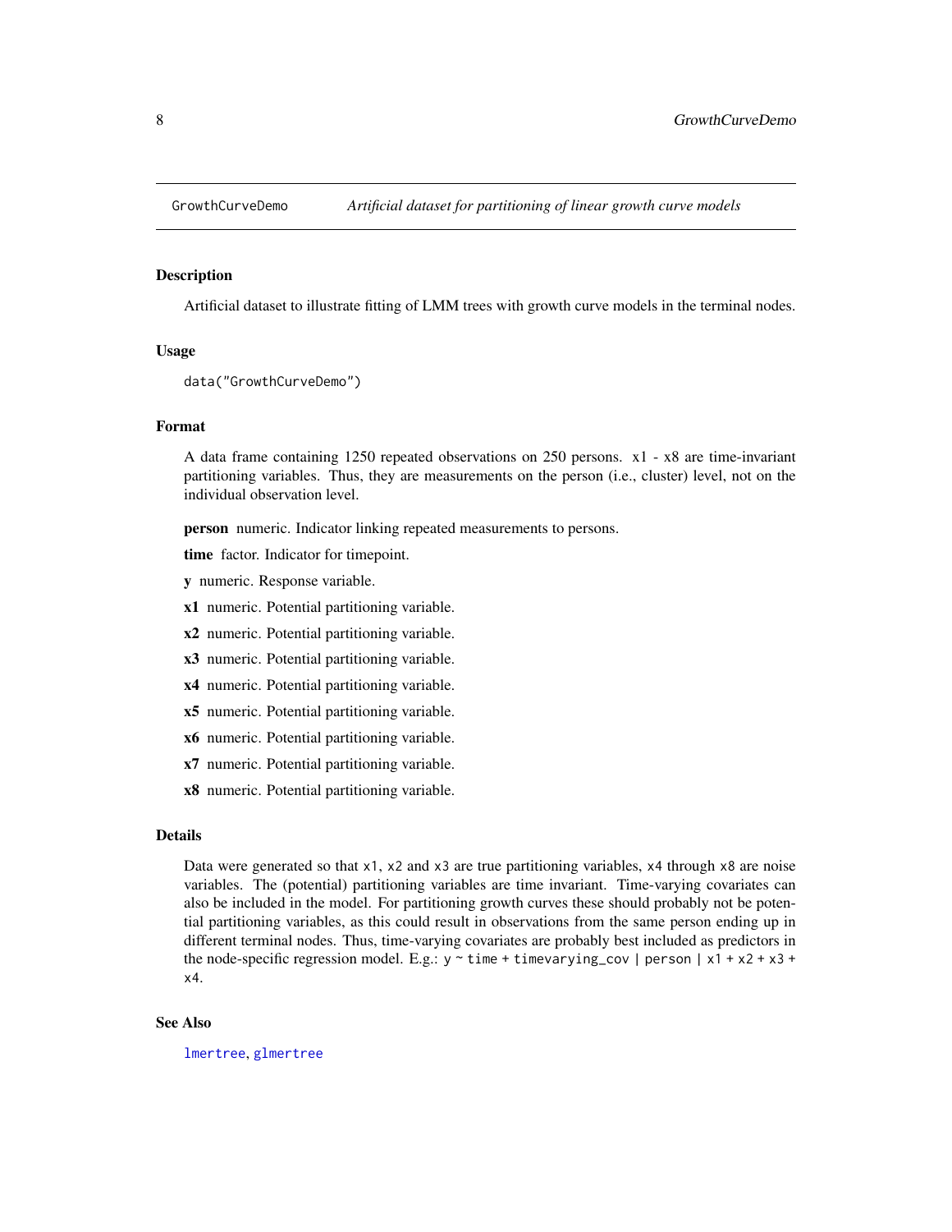# GrowthCurveDemo — *Artificial dataset for partitioning of linear growth curve models*

## Description

Artificial dataset to illustrate fitting of LMM trees with growth curve models in the terminal nodes.

## Usage

```
data("GrowthCurveDemo")
```

## Format

A data frame containing 1250 repeated observations on 250 persons. x1 - x8 are time-invariant partitioning variables. Thus, they are measurements on the person (i.e., cluster) level, not on the individual observation level.

**person** numeric. Indicator linking repeated measurements to persons.

**time** factor. Indicator for timepoint.

**y** numeric. Response variable.

**x1** numeric. Potential partitioning variable.

**x2** numeric. Potential partitioning variable.

**x3** numeric. Potential partitioning variable.

**x4** numeric. Potential partitioning variable.

**x5** numeric. Potential partitioning variable.

**x6** numeric. Potential partitioning variable.

**x7** numeric. Potential partitioning variable.

**x8** numeric. Potential partitioning variable.

## Details

Data were generated so that `x1`, `x2` and `x3` are true partitioning variables, `x4` through `x8` are noise variables. The (potential) partitioning variables are time invariant. Time-varying covariates can also be included in the model. For partitioning growth curves these should probably not be potential partitioning variables, as this could result in observations from the same person ending up in different terminal nodes. Thus, time-varying covariates are probably best included as predictors in the node-specific regression model. E.g.: `y ~ time + timevarying_cov | person | x1 + x2 + x3 + x4`.

## See Also

`lmertree`, `glmertree`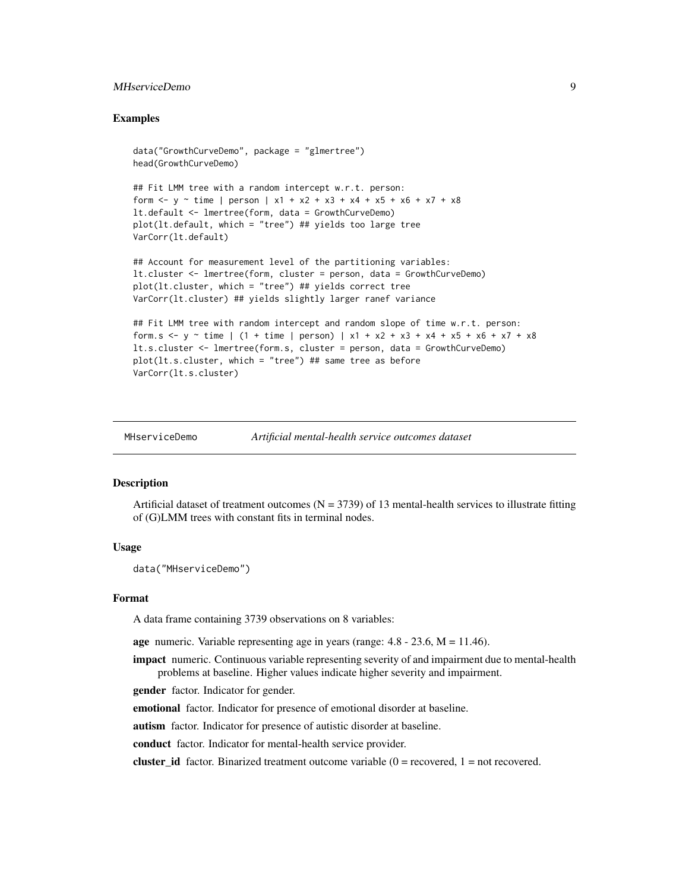### Examples

```
data("GrowthCurveDemo", package = "glmertree")
head(GrowthCurveDemo)

## Fit LMM tree with a random intercept w.r.t. person:
form <- y ~ time | person | x1 + x2 + x3 + x4 + x5 + x6 + x7 + x8
lt.default <- lmertree(form, data = GrowthCurveDemo)
plot(lt.default, which = "tree") ## yields too large tree
VarCorr(lt.default)

## Account for measurement level of the partitioning variables:
lt.cluster <- lmertree(form, cluster = person, data = GrowthCurveDemo)
plot(lt.cluster, which = "tree") ## yields correct tree
VarCorr(lt.cluster) ## yields slightly larger ranef variance

## Fit LMM tree with random intercept and random slope of time w.r.t. person:
form.s <- y ~ time | (1 + time | person) | x1 + x2 + x3 + x4 + x5 + x6 + x7 + x8
lt.s.cluster <- lmertree(form.s, cluster = person, data = GrowthCurveDemo)
plot(lt.s.cluster, which = "tree") ## same tree as before
VarCorr(lt.s.cluster)
```

---

## MHserviceDemo — *Artificial mental-health service outcomes dataset*

---

### Description

Artificial dataset of treatment outcomes (N = 3739) of 13 mental-health services to illustrate fitting of (G)LMM trees with constant fits in terminal nodes.

### Usage

```
data("MHserviceDemo")
```

### Format

A data frame containing 3739 observations on 8 variables:

**age** numeric. Variable representing age in years (range: 4.8 - 23.6, M = 11.46).

**impact** numeric. Continuous variable representing severity of and impairment due to mental-health problems at baseline. Higher values indicate higher severity and impairment.

**gender** factor. Indicator for gender.

**emotional** factor. Indicator for presence of emotional disorder at baseline.

**autism** factor. Indicator for presence of autistic disorder at baseline.

**conduct** factor. Indicator for mental-health service provider.

**cluster_id** factor. Binarized treatment outcome variable (0 = recovered, 1 = not recovered.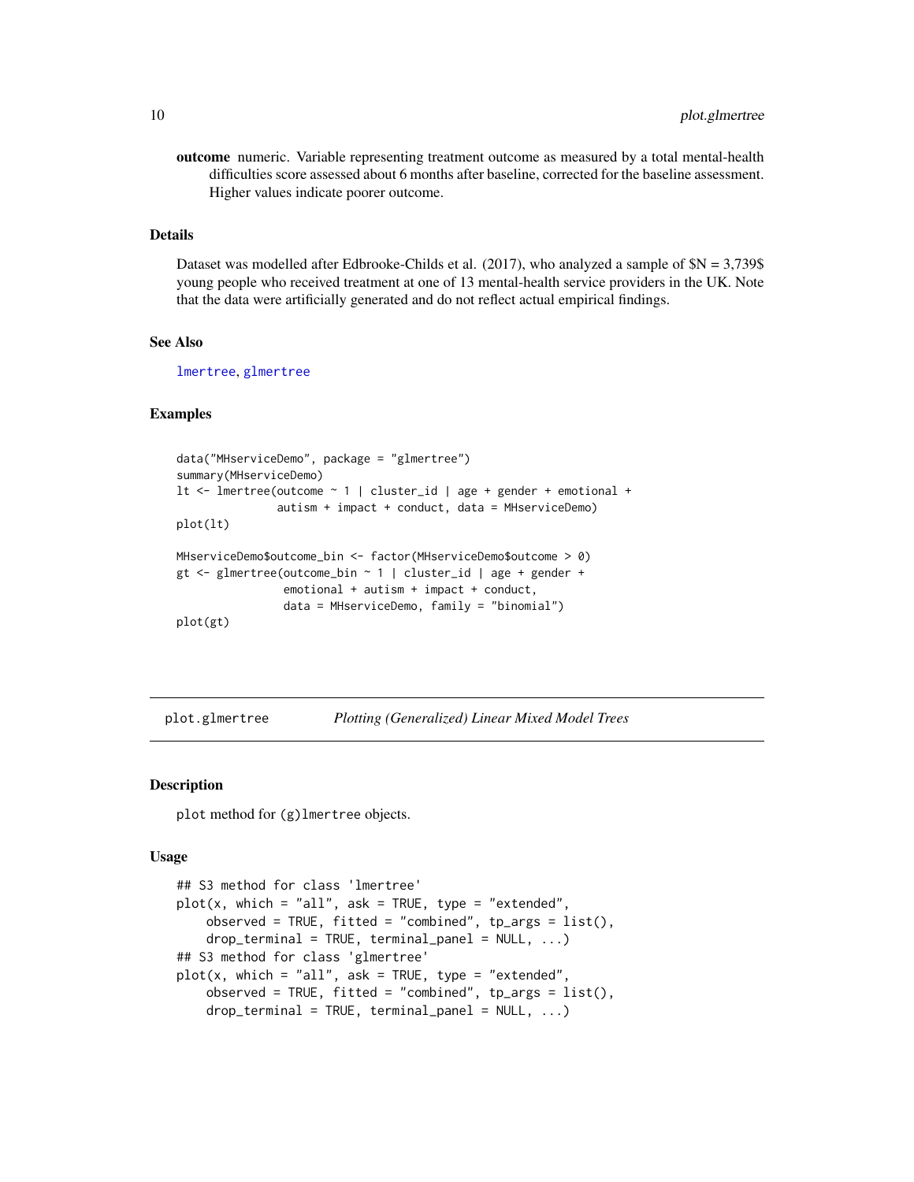**outcome** numeric. Variable representing treatment outcome as measured by a total mental-health difficulties score assessed about 6 months after baseline, corrected for the baseline assessment. Higher values indicate poorer outcome.

### Details

Dataset was modelled after Edbrooke-Childs et al. (2017), who analyzed a sample of $N = 3,739$ young people who received treatment at one of 13 mental-health service providers in the UK. Note that the data were artificially generated and do not reflect actual empirical findings.

### See Also

lmertree, glmertree

### Examples

```
data("MHserviceDemo", package = "glmertree")
summary(MHserviceDemo)
lt <- lmertree(outcome ~ 1 | cluster_id | age + gender + emotional +
               autism + impact + conduct, data = MHserviceDemo)
plot(lt)

MHserviceDemo$outcome_bin <- factor(MHserviceDemo$outcome > 0)
gt <- glmertree(outcome_bin ~ 1 | cluster_id | age + gender +
                emotional + autism + impact + conduct,
                data = MHserviceDemo, family = "binomial")
plot(gt)
```

---

## plot.glmertree *Plotting (Generalized) Linear Mixed Model Trees*

---

### Description

`plot` method for `(g)lmertree` objects.

### Usage

```
## S3 method for class 'lmertree'
plot(x, which = "all", ask = TRUE, type = "extended",
    observed = TRUE, fitted = "combined", tp_args = list(),
    drop_terminal = TRUE, terminal_panel = NULL, ...)
## S3 method for class 'glmertree'
plot(x, which = "all", ask = TRUE, type = "extended",
    observed = TRUE, fitted = "combined", tp_args = list(),
    drop_terminal = TRUE, terminal_panel = NULL, ...)
```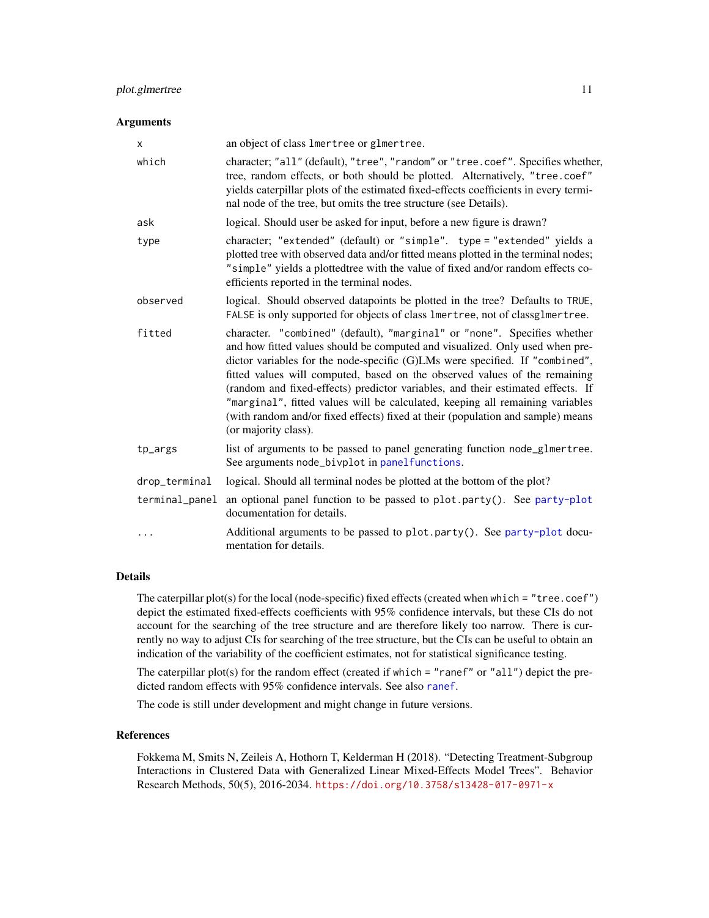### Arguments

| | |
|---|---|
| `x` | an object of class `lmertree` or `glmertree`. |
| `which` | character; `"all"` (default), `"tree"`, `"random"` or `"tree.coef"`. Specifies whether, tree, random effects, or both should be plotted. Alternatively, `"tree.coef"` yields caterpillar plots of the estimated fixed-effects coefficients in every terminal node of the tree, but omits the tree structure (see Details). |
| `ask` | logical. Should user be asked for input, before a new figure is drawn? |
| `type` | character; `"extended"` (default) or `"simple"`. `type = "extended"` yields a plotted tree with observed data and/or fitted means plotted in the terminal nodes; `"simple"` yields a plottedtree with the value of fixed and/or random effects coefficients reported in the terminal nodes. |
| `observed` | logical. Should observed datapoints be plotted in the tree? Defaults to `TRUE`, `FALSE` is only supported for objects of class `lmertree`, not of class`glmertree`. |
| `fitted` | character. `"combined"` (default), `"marginal"` or `"none"`. Specifies whether and how fitted values should be computed and visualized. Only used when predictor variables for the node-specific (G)LMs were specified. If `"combined"`, fitted values will computed, based on the observed values of the remaining (random and fixed-effects) predictor variables, and their estimated effects. If `"marginal"`, fitted values will be calculated, keeping all remaining variables (with random and/or fixed effects) fixed at their (population and sample) means (or majority class). |
| `tp_args` | list of arguments to be passed to panel generating function `node_glmertree`. See arguments `node_bivplot` in `panelfunctions`. |
| `drop_terminal` | logical. Should all terminal nodes be plotted at the bottom of the plot? |
| `terminal_panel` | an optional panel function to be passed to `plot.party()`. See `party-plot` documentation for details. |
| `...` | Additional arguments to be passed to `plot.party()`. See `party-plot` documentation for details. |

### Details

The caterpillar plot(s) for the local (node-specific) fixed effects (created when `which = "tree.coef"`) depict the estimated fixed-effects coefficients with 95% confidence intervals, but these CIs do not account for the searching of the tree structure and are therefore likely too narrow. There is currently no way to adjust CIs for searching of the tree structure, but the CIs can be useful to obtain an indication of the variability of the coefficient estimates, not for statistical significance testing.

The caterpillar plot(s) for the random effect (created if `which = "ranef"` or `"all"`) depict the predicted random effects with 95% confidence intervals. See also `ranef`.

The code is still under development and might change in future versions.

### References

Fokkema M, Smits N, Zeileis A, Hothorn T, Kelderman H (2018). "Detecting Treatment-Subgroup Interactions in Clustered Data with Generalized Linear Mixed-Effects Model Trees". Behavior Research Methods, 50(5), 2016-2034. https://doi.org/10.3758/s13428-017-0971-x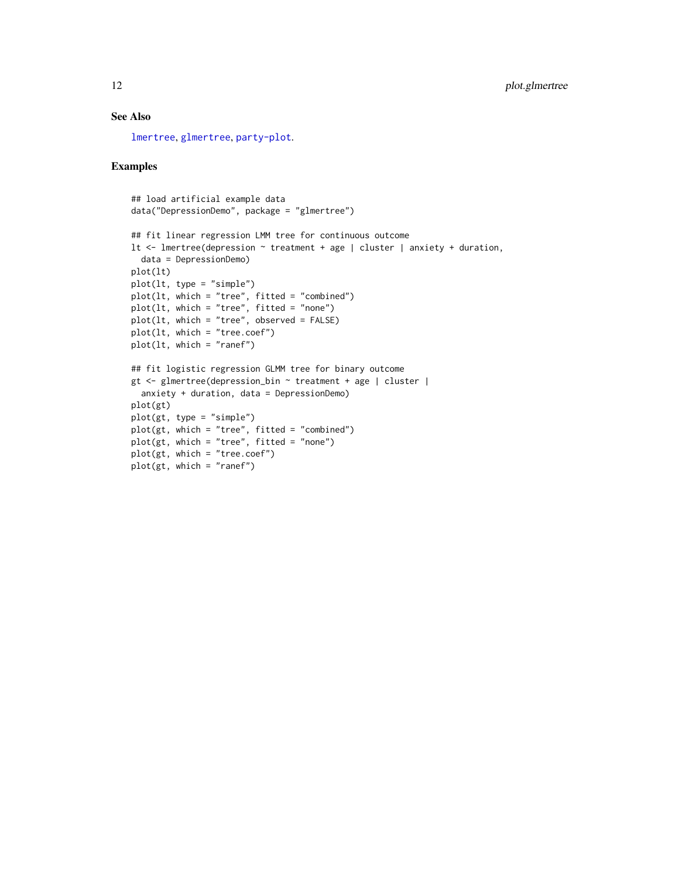### See Also

lmertree, glmertree, party-plot.

### Examples

```
## load artificial example data
data("DepressionDemo", package = "glmertree")

## fit linear regression LMM tree for continuous outcome
lt <- lmertree(depression ~ treatment + age | cluster | anxiety + duration,
  data = DepressionDemo)
plot(lt)
plot(lt, type = "simple")
plot(lt, which = "tree", fitted = "combined")
plot(lt, which = "tree", fitted = "none")
plot(lt, which = "tree", observed = FALSE)
plot(lt, which = "tree.coef")
plot(lt, which = "ranef")

## fit logistic regression GLMM tree for binary outcome
gt <- glmertree(depression_bin ~ treatment + age | cluster |
  anxiety + duration, data = DepressionDemo)
plot(gt)
plot(gt, type = "simple")
plot(gt, which = "tree", fitted = "combined")
plot(gt, which = "tree", fitted = "none")
plot(gt, which = "tree.coef")
plot(gt, which = "ranef")
```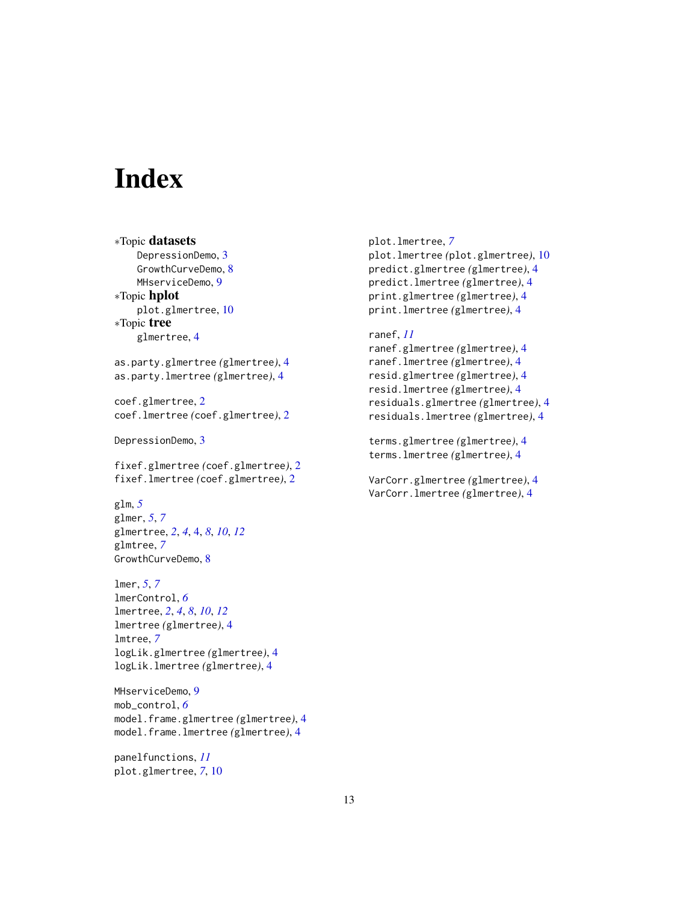# Index

∗Topic **datasets**

- DepressionDemo, 3
- GrowthCurveDemo, 8
- MHserviceDemo, 9

∗Topic **hplot**

- plot.glmertree, 10

∗Topic **tree**

- glmertree, 4

as.party.glmertree *(glmertree)*, 4
as.party.lmertree *(glmertree)*, 4

coef.glmertree, 2
coef.lmertree *(coef.glmertree)*, 2

DepressionDemo, 3

fixef.glmertree *(coef.glmertree)*, 2
fixef.lmertree *(coef.glmertree)*, 2

glm, *5*
glmer, *5*, *7*
glmertree, *2*, *4*, 4, *8*, *10*, *12*
glmtree, *7*
GrowthCurveDemo, 8

lmer, *5*, *7*
lmerControl, *6*
lmertree, *2*, *4*, *8*, *10*, *12*
lmertree *(glmertree)*, 4
lmtree, *7*
logLik.glmertree *(glmertree)*, 4
logLik.lmertree *(glmertree)*, 4

MHserviceDemo, 9
mob_control, *6*
model.frame.glmertree *(glmertree)*, 4
model.frame.lmertree *(glmertree)*, 4

panelfunctions, *11*
plot.glmertree, *7*, 10
plot.lmertree, *7*
plot.lmertree *(plot.glmertree)*, 10
predict.glmertree *(glmertree)*, 4
predict.lmertree *(glmertree)*, 4
print.glmertree *(glmertree)*, 4
print.lmertree *(glmertree)*, 4

ranef, *11*
ranef.glmertree *(glmertree)*, 4
ranef.lmertree *(glmertree)*, 4
resid.glmertree *(glmertree)*, 4
resid.lmertree *(glmertree)*, 4
residuals.glmertree *(glmertree)*, 4
residuals.lmertree *(glmertree)*, 4

terms.glmertree *(glmertree)*, 4
terms.lmertree *(glmertree)*, 4

VarCorr.glmertree *(glmertree)*, 4
VarCorr.lmertree *(glmertree)*, 4